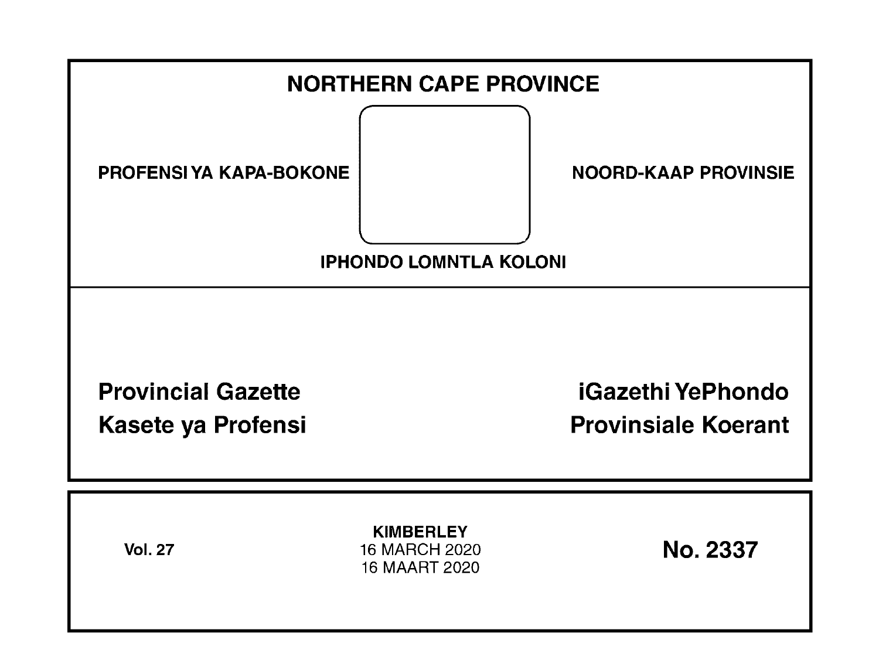# NORTHERN CAPE PROVINCE

**PROFENSI YA KAPA-BOKONE**

**NOORD-KAAP PROVINSIE**

**IPHONDO LOMNTLA KOLONI**

## Provincial Gazette

## iGazethi YePhondo

## Kasete ya Profensi

## Provinsiale Koerant

**Vol. 27**

**KIMBERLEY**
16 MARCH 2020
16 MAART 2020

**No. 2337**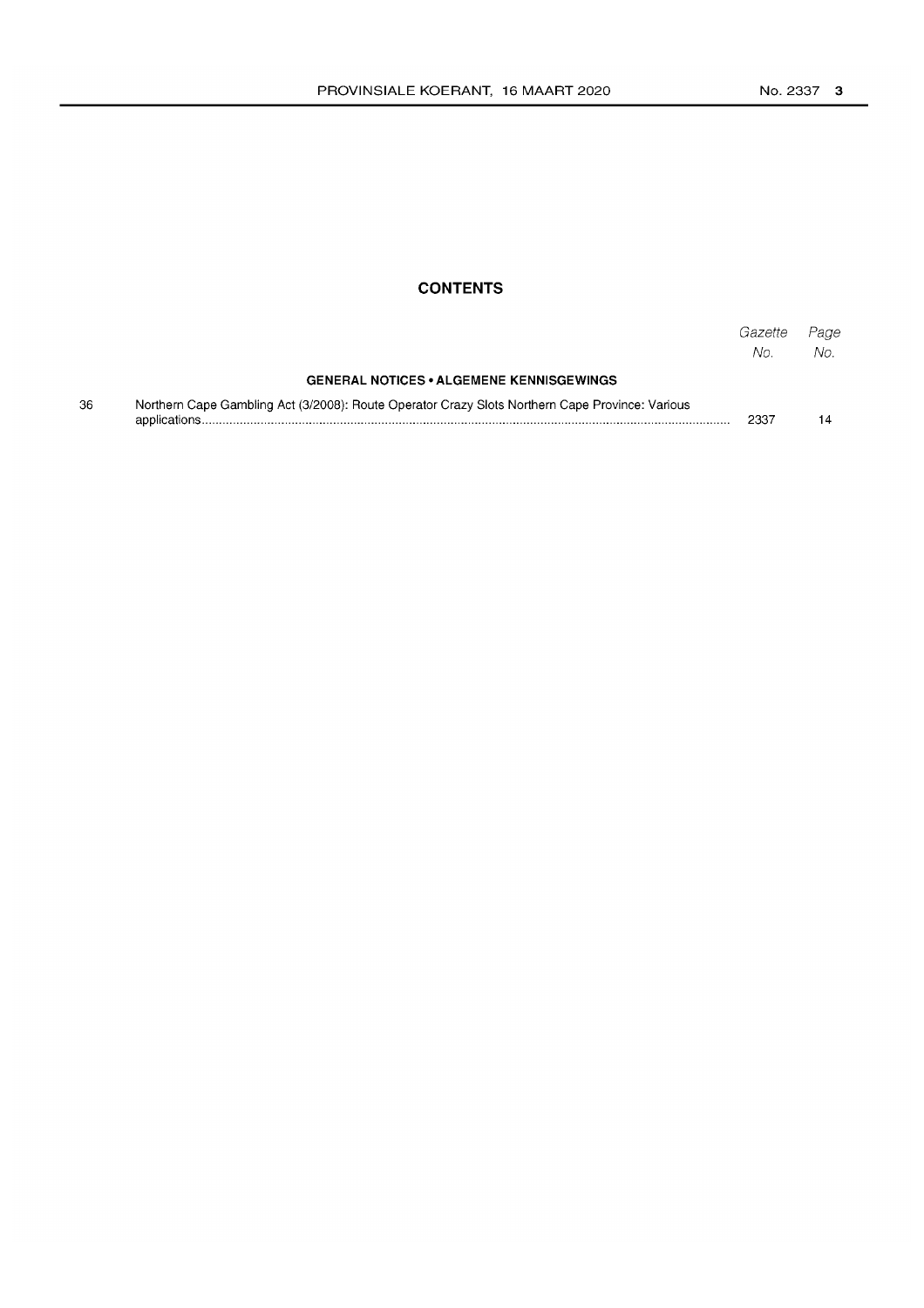## CONTENTS

| | | Gazette No. | Page No. |
|---|---|---|---|
| | **GENERAL NOTICES • ALGEMENE KENNISGEWINGS** | | |
| 36 | Northern Cape Gambling Act (3/2008): Route Operator Crazy Slots Northern Cape Province: Various applications | 2337 | 14 |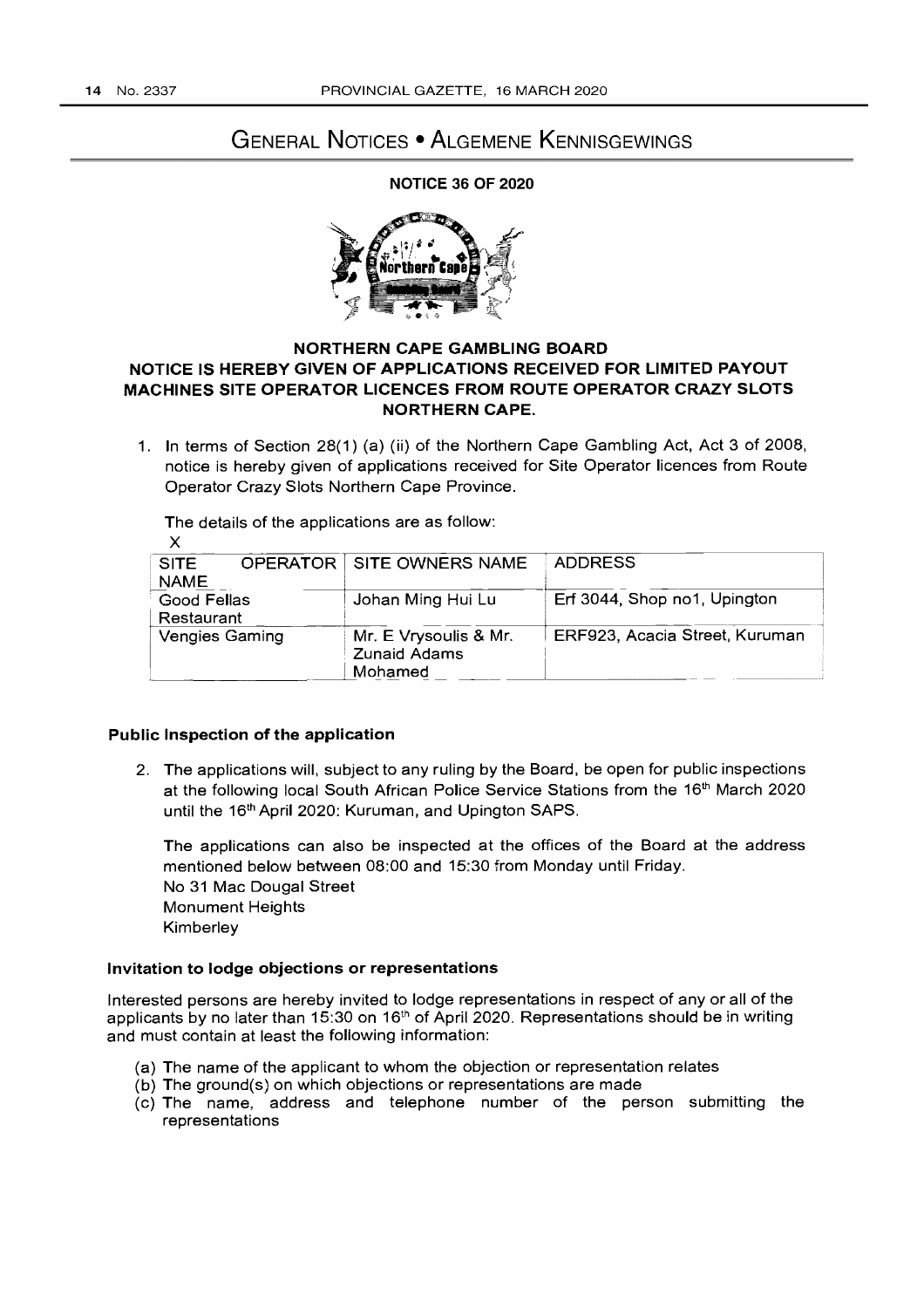# GENERAL NOTICES • ALGEMENE KENNISGEWINGS

## NOTICE 36 OF 2020

### NORTHERN CAPE GAMBLING BOARD
### NOTICE IS HEREBY GIVEN OF APPLICATIONS RECEIVED FOR LIMITED PAYOUT MACHINES SITE OPERATOR LICENCES FROM ROUTE OPERATOR CRAZY SLOTS NORTHERN CAPE.

1. In terms of Section 28(1) (a) (ii) of the Northern Cape Gambling Act, Act 3 of 2008, notice is hereby given of applications received for Site Operator licences from Route Operator Crazy Slots Northern Cape Province.

The details of the applications are as follow:
X

| SITE OPERATOR NAME | SITE OWNERS NAME | ADDRESS |
|---|---|---|
| Good Fellas Restaurant | Johan Ming Hui Lu | Erf 3044, Shop no1, Upington |
| Vengies Gaming | Mr. E Vrysoulis & Mr. Zunaid Adams Mohamed | ERF923, Acacia Street, Kuruman |

**Public Inspection of the application**

2. The applications will, subject to any ruling by the Board, be open for public inspections at the following local South African Police Service Stations from the 16th March 2020 until the 16th April 2020: Kuruman, and Upington SAPS.

The applications can also be inspected at the offices of the Board at the address mentioned below between 08:00 and 15:30 from Monday until Friday.
No 31 Mac Dougal Street
Monument Heights
Kimberley

**Invitation to lodge objections or representations**

Interested persons are hereby invited to lodge representations in respect of any or all of the applicants by no later than 15:30 on 16th of April 2020. Representations should be in writing and must contain at least the following information:

(a) The name of the applicant to whom the objection or representation relates
(b) The ground(s) on which objections or representations are made
(c) The name, address and telephone number of the person submitting the representations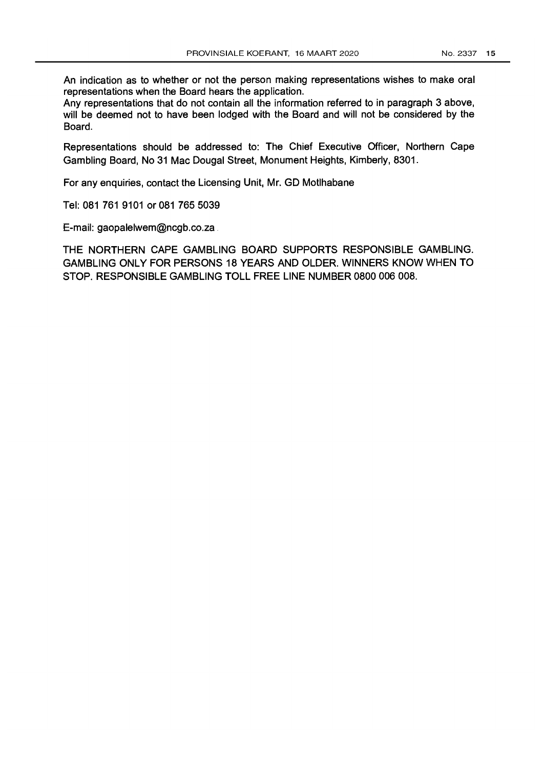An indication as to whether or not the person making representations wishes to make oral representations when the Board hears the application.

Any representations that do not contain all the information referred to in paragraph 3 above, will be deemed not to have been lodged with the Board and will not be considered by the Board.

Representations should be addressed to: The Chief Executive Officer, Northern Cape Gambling Board, No 31 Mac Dougal Street, Monument Heights, Kimberly, 8301.

For any enquiries, contact the Licensing Unit, Mr. GD Motlhabane

Tel: 081 761 9101 or 081 765 5039

E-mail: gaopalelwem@ncgb.co.za

THE NORTHERN CAPE GAMBLING BOARD SUPPORTS RESPONSIBLE GAMBLING. GAMBLING ONLY FOR PERSONS 18 YEARS AND OLDER. WINNERS KNOW WHEN TO STOP. RESPONSIBLE GAMBLING TOLL FREE LINE NUMBER 0800 006 008.